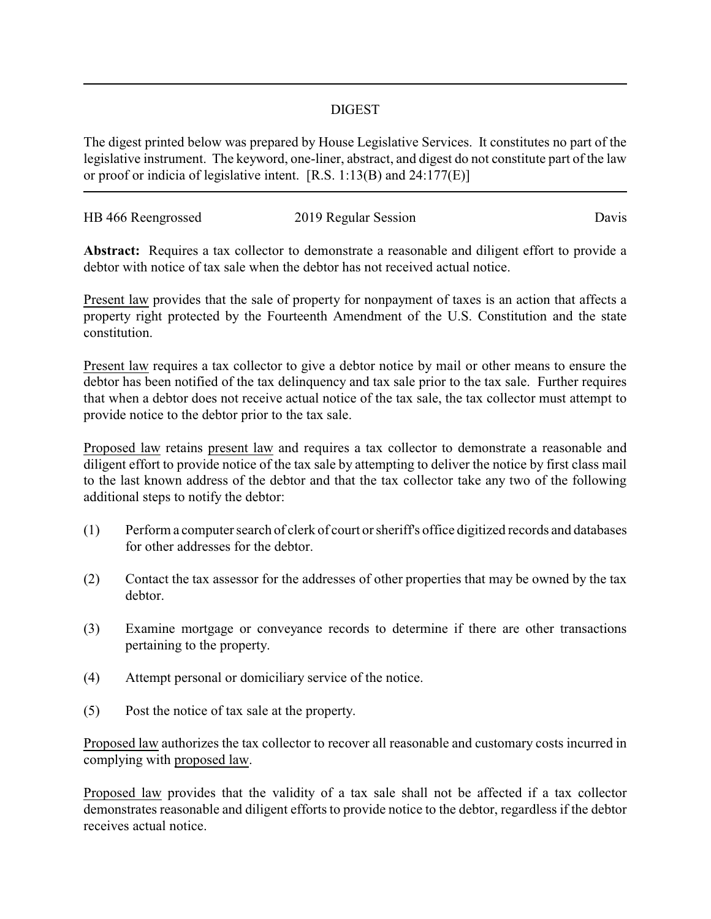# DIGEST

The digest printed below was prepared by House Legislative Services. It constitutes no part of the legislative instrument. The keyword, one-liner, abstract, and digest do not constitute part of the law or proof or indicia of legislative intent. [R.S. 1:13(B) and 24:177(E)]

---

HB 466 Reengrossed — 2019 Regular Session — Davis

**Abstract:** Requires a tax collector to demonstrate a reasonable and diligent effort to provide a debtor with notice of tax sale when the debtor has not received actual notice.

Present law provides that the sale of property for nonpayment of taxes is an action that affects a property right protected by the Fourteenth Amendment of the U.S. Constitution and the state constitution.

Present law requires a tax collector to give a debtor notice by mail or other means to ensure the debtor has been notified of the tax delinquency and tax sale prior to the tax sale. Further requires that when a debtor does not receive actual notice of the tax sale, the tax collector must attempt to provide notice to the debtor prior to the tax sale.

Proposed law retains present law and requires a tax collector to demonstrate a reasonable and diligent effort to provide notice of the tax sale by attempting to deliver the notice by first class mail to the last known address of the debtor and that the tax collector take any two of the following additional steps to notify the debtor:

(1) Perform a computer search of clerk of court or sheriff's office digitized records and databases for other addresses for the debtor.

(2) Contact the tax assessor for the addresses of other properties that may be owned by the tax debtor.

(3) Examine mortgage or conveyance records to determine if there are other transactions pertaining to the property.

(4) Attempt personal or domiciliary service of the notice.

(5) Post the notice of tax sale at the property.

Proposed law authorizes the tax collector to recover all reasonable and customary costs incurred in complying with proposed law.

Proposed law provides that the validity of a tax sale shall not be affected if a tax collector demonstrates reasonable and diligent efforts to provide notice to the debtor, regardless if the debtor receives actual notice.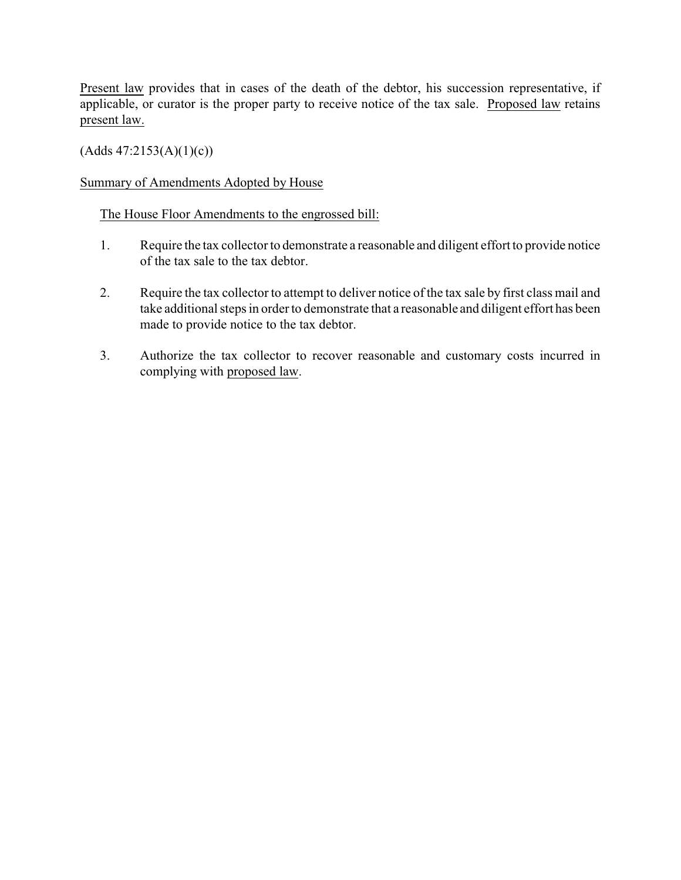Present law provides that in cases of the death of the debtor, his succession representative, if applicable, or curator is the proper party to receive notice of the tax sale. Proposed law retains present law.

(Adds 47:2153(A)(1)(c))

Summary of Amendments Adopted by House

The House Floor Amendments to the engrossed bill:

1. Require the tax collector to demonstrate a reasonable and diligent effort to provide notice of the tax sale to the tax debtor.

2. Require the tax collector to attempt to deliver notice of the tax sale by first class mail and take additional steps in order to demonstrate that a reasonable and diligent effort has been made to provide notice to the tax debtor.

3. Authorize the tax collector to recover reasonable and customary costs incurred in complying with proposed law.